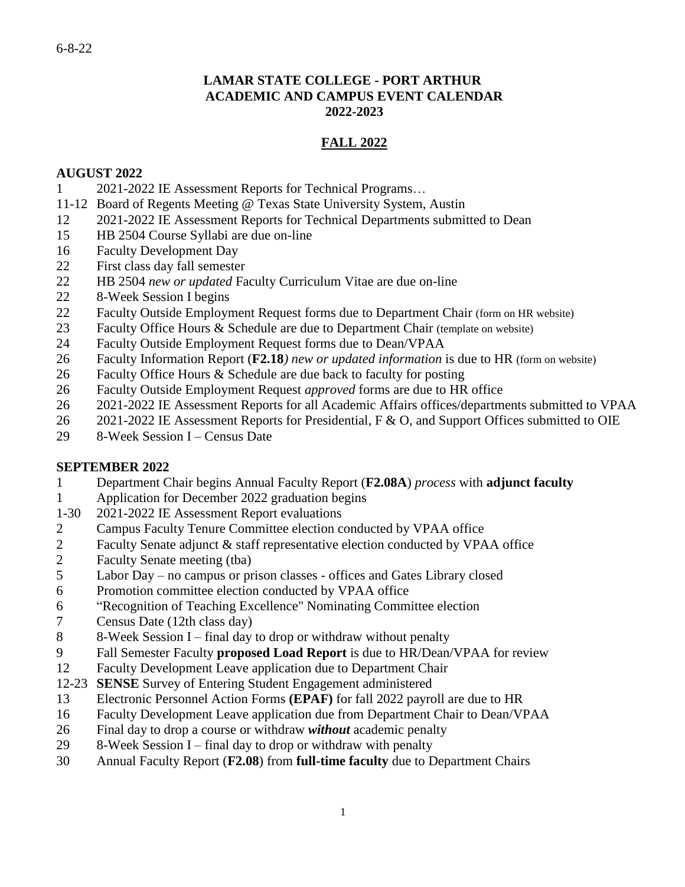6-8-22

# LAMAR STATE COLLEGE - PORT ARTHUR
# ACADEMIC AND CAMPUS EVENT CALENDAR
# 2022-2023

## FALL 2022

### AUGUST 2022

1 2021-2022 IE Assessment Reports for Technical Programs…
11-12 Board of Regents Meeting @ Texas State University System, Austin
12 2021-2022 IE Assessment Reports for Technical Departments submitted to Dean
15 HB 2504 Course Syllabi are due on-line
16 Faculty Development Day
22 First class day fall semester
22 HB 2504 *new or updated* Faculty Curriculum Vitae are due on-line
22 8-Week Session I begins
22 Faculty Outside Employment Request forms due to Department Chair (form on HR website)
23 Faculty Office Hours & Schedule are due to Department Chair (template on website)
24 Faculty Outside Employment Request forms due to Dean/VPAA
26 Faculty Information Report (**F2.18***) new or updated information* is due to HR (form on website)
26 Faculty Office Hours & Schedule are due back to faculty for posting
26 Faculty Outside Employment Request *approved* forms are due to HR office
26 2021-2022 IE Assessment Reports for all Academic Affairs offices/departments submitted to VPAA
26 2021-2022 IE Assessment Reports for Presidential, F & O, and Support Offices submitted to OIE
29 8-Week Session I – Census Date

### SEPTEMBER 2022

1 Department Chair begins Annual Faculty Report (**F2.08A**) *process* with **adjunct faculty**
1 Application for December 2022 graduation begins
1-30 2021-2022 IE Assessment Report evaluations
2 Campus Faculty Tenure Committee election conducted by VPAA office
2 Faculty Senate adjunct & staff representative election conducted by VPAA office
2 Faculty Senate meeting (tba)
5 Labor Day – no campus or prison classes - offices and Gates Library closed
6 Promotion committee election conducted by VPAA office
6 "Recognition of Teaching Excellence" Nominating Committee election
7 Census Date (12th class day)
8 8-Week Session I – final day to drop or withdraw without penalty
9 Fall Semester Faculty **proposed Load Report** is due to HR/Dean/VPAA for review
12 Faculty Development Leave application due to Department Chair
12-23 **SENSE** Survey of Entering Student Engagement administered
13 Electronic Personnel Action Forms **(EPAF)** for fall 2022 payroll are due to HR
16 Faculty Development Leave application due from Department Chair to Dean/VPAA
26 Final day to drop a course or withdraw ***without*** academic penalty
29 8-Week Session I – final day to drop or withdraw with penalty
30 Annual Faculty Report (**F2.08**) from **full-time faculty** due to Department Chairs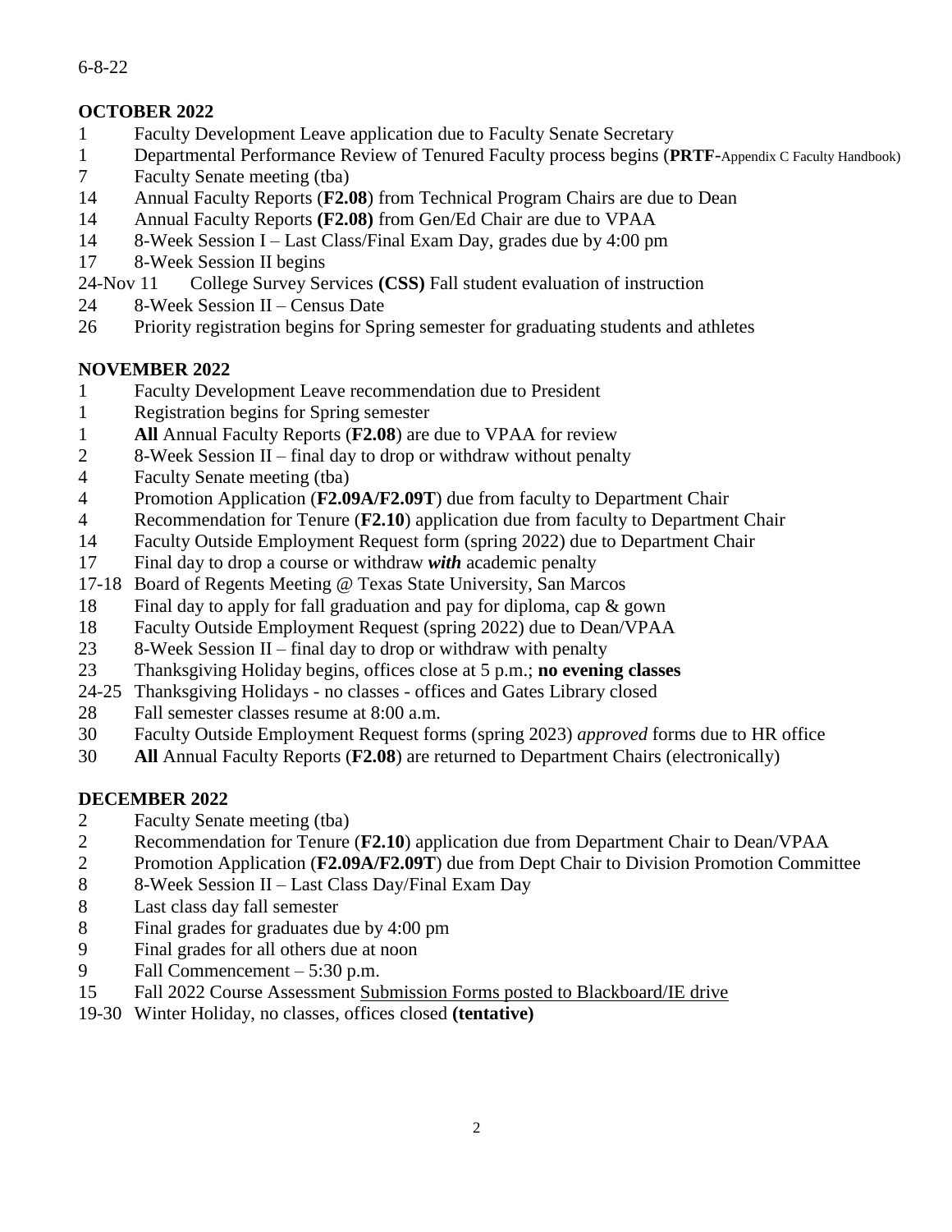6-8-22

## OCTOBER 2022

1 Faculty Development Leave application due to Faculty Senate Secretary
1 Departmental Performance Review of Tenured Faculty process begins (**PRTF**-Appendix C Faculty Handbook)
7 Faculty Senate meeting (tba)
14 Annual Faculty Reports (**F2.08**) from Technical Program Chairs are due to Dean
14 Annual Faculty Reports **(F2.08)** from Gen/Ed Chair are due to VPAA
14 8-Week Session I – Last Class/Final Exam Day, grades due by 4:00 pm
17 8-Week Session II begins
24-Nov 11 College Survey Services **(CSS)** Fall student evaluation of instruction
24 8-Week Session II – Census Date
26 Priority registration begins for Spring semester for graduating students and athletes

## NOVEMBER 2022

1 Faculty Development Leave recommendation due to President
1 Registration begins for Spring semester
1 **All** Annual Faculty Reports (**F2.08**) are due to VPAA for review
2 8-Week Session II – final day to drop or withdraw without penalty
4 Faculty Senate meeting (tba)
4 Promotion Application (**F2.09A/F2.09T**) due from faculty to Department Chair
4 Recommendation for Tenure (**F2.10**) application due from faculty to Department Chair
14 Faculty Outside Employment Request form (spring 2022) due to Department Chair
17 Final day to drop a course or withdraw ***with*** academic penalty
17-18 Board of Regents Meeting @ Texas State University, San Marcos
18 Final day to apply for fall graduation and pay for diploma, cap & gown
18 Faculty Outside Employment Request (spring 2022) due to Dean/VPAA
23 8-Week Session II – final day to drop or withdraw with penalty
23 Thanksgiving Holiday begins, offices close at 5 p.m.; **no evening classes**
24-25 Thanksgiving Holidays - no classes - offices and Gates Library closed
28 Fall semester classes resume at 8:00 a.m.
30 Faculty Outside Employment Request forms (spring 2023) *approved* forms due to HR office
30 **All** Annual Faculty Reports (**F2.08**) are returned to Department Chairs (electronically)

## DECEMBER 2022

2 Faculty Senate meeting (tba)
2 Recommendation for Tenure (**F2.10**) application due from Department Chair to Dean/VPAA
2 Promotion Application (**F2.09A/F2.09T**) due from Dept Chair to Division Promotion Committee
8 8-Week Session II – Last Class Day/Final Exam Day
8 Last class day fall semester
8 Final grades for graduates due by 4:00 pm
9 Final grades for all others due at noon
9 Fall Commencement – 5:30 p.m.
15 Fall 2022 Course Assessment Submission Forms posted to Blackboard/IE drive
19-30 Winter Holiday, no classes, offices closed **(tentative)**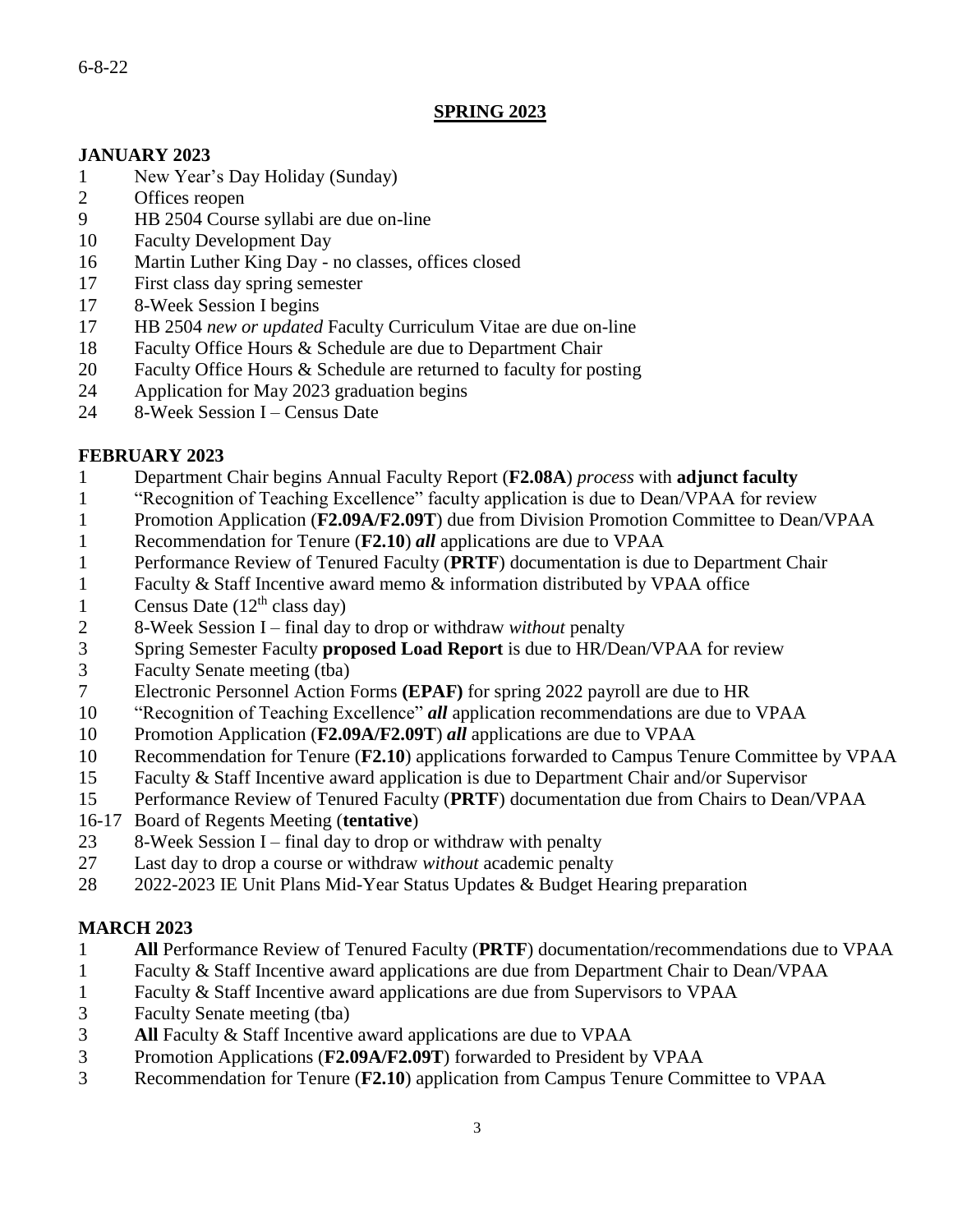6-8-22

## SPRING 2023

### JANUARY 2023

1 New Year's Day Holiday (Sunday)
2 Offices reopen
9 HB 2504 Course syllabi are due on-line
10 Faculty Development Day
16 Martin Luther King Day - no classes, offices closed
17 First class day spring semester
17 8-Week Session I begins
17 HB 2504 *new or updated* Faculty Curriculum Vitae are due on-line
18 Faculty Office Hours & Schedule are due to Department Chair
20 Faculty Office Hours & Schedule are returned to faculty for posting
24 Application for May 2023 graduation begins
24 8-Week Session I – Census Date

### FEBRUARY 2023

1 Department Chair begins Annual Faculty Report (**F2.08A**) *process* with **adjunct faculty**
1 "Recognition of Teaching Excellence" faculty application is due to Dean/VPAA for review
1 Promotion Application (**F2.09A/F2.09T**) due from Division Promotion Committee to Dean/VPAA
1 Recommendation for Tenure (**F2.10**) ***all*** applications are due to VPAA
1 Performance Review of Tenured Faculty (**PRTF**) documentation is due to Department Chair
1 Faculty & Staff Incentive award memo & information distributed by VPAA office
1 Census Date (12th class day)
2 8-Week Session I – final day to drop or withdraw *without* penalty
3 Spring Semester Faculty **proposed Load Report** is due to HR/Dean/VPAA for review
3 Faculty Senate meeting (tba)
7 Electronic Personnel Action Forms **(EPAF)** for spring 2022 payroll are due to HR
10 "Recognition of Teaching Excellence" ***all*** application recommendations are due to VPAA
10 Promotion Application (**F2.09A/F2.09T**) ***all*** applications are due to VPAA
10 Recommendation for Tenure (**F2.10**) applications forwarded to Campus Tenure Committee by VPAA
15 Faculty & Staff Incentive award application is due to Department Chair and/or Supervisor
15 Performance Review of Tenured Faculty (**PRTF**) documentation due from Chairs to Dean/VPAA
16-17 Board of Regents Meeting (**tentative**)
23 8-Week Session I – final day to drop or withdraw with penalty
27 Last day to drop a course or withdraw *without* academic penalty
28 2022-2023 IE Unit Plans Mid-Year Status Updates & Budget Hearing preparation

### MARCH 2023

1 **All** Performance Review of Tenured Faculty (**PRTF**) documentation/recommendations due to VPAA
1 Faculty & Staff Incentive award applications are due from Department Chair to Dean/VPAA
1 Faculty & Staff Incentive award applications are due from Supervisors to VPAA
3 Faculty Senate meeting (tba)
3 **All** Faculty & Staff Incentive award applications are due to VPAA
3 Promotion Applications (**F2.09A/F2.09T**) forwarded to President by VPAA
3 Recommendation for Tenure (**F2.10**) application from Campus Tenure Committee to VPAA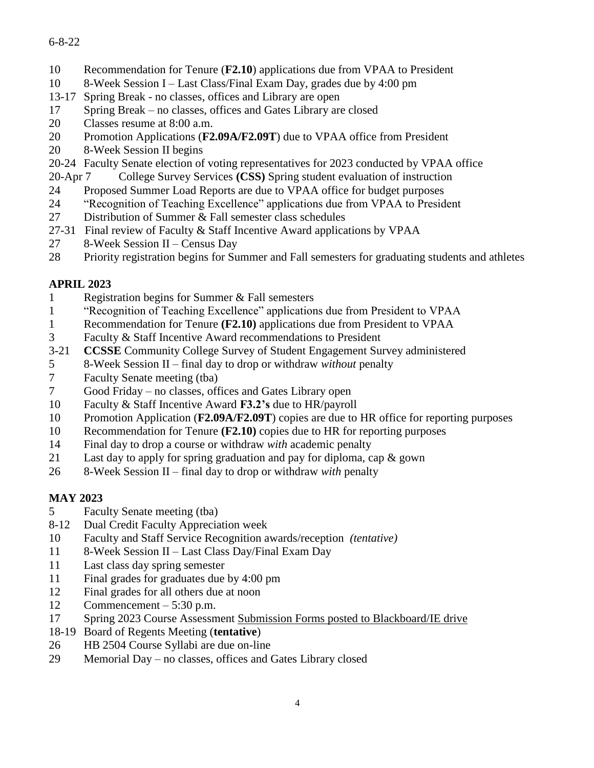6-8-22

10 Recommendation for Tenure (**F2.10**) applications due from VPAA to President
10 8-Week Session I – Last Class/Final Exam Day, grades due by 4:00 pm
13-17 Spring Break - no classes, offices and Library are open
17 Spring Break – no classes, offices and Gates Library are closed
20 Classes resume at 8:00 a.m.
20 Promotion Applications (**F2.09A/F2.09T**) due to VPAA office from President
20 8-Week Session II begins
20-24 Faculty Senate election of voting representatives for 2023 conducted by VPAA office
20-Apr 7 College Survey Services **(CSS)** Spring student evaluation of instruction
24 Proposed Summer Load Reports are due to VPAA office for budget purposes
24 "Recognition of Teaching Excellence" applications due from VPAA to President
27 Distribution of Summer & Fall semester class schedules
27-31 Final review of Faculty & Staff Incentive Award applications by VPAA
27 8-Week Session II – Census Day
28 Priority registration begins for Summer and Fall semesters for graduating students and athletes

## APRIL 2023

1 Registration begins for Summer & Fall semesters
1 "Recognition of Teaching Excellence" applications due from President to VPAA
1 Recommendation for Tenure **(F2.10)** applications due from President to VPAA
3 Faculty & Staff Incentive Award recommendations to President
3-21 **CCSSE** Community College Survey of Student Engagement Survey administered
5 8-Week Session II – final day to drop or withdraw *without* penalty
7 Faculty Senate meeting (tba)
7 Good Friday – no classes, offices and Gates Library open
10 Faculty & Staff Incentive Award **F3.2's** due to HR/payroll
10 Promotion Application (**F2.09A/F2.09T**) copies are due to HR office for reporting purposes
10 Recommendation for Tenure **(F2.10)** copies due to HR for reporting purposes
14 Final day to drop a course or withdraw *with* academic penalty
21 Last day to apply for spring graduation and pay for diploma, cap & gown
26 8-Week Session II – final day to drop or withdraw *with* penalty

## MAY 2023

5 Faculty Senate meeting (tba)
8-12 Dual Credit Faculty Appreciation week
10 Faculty and Staff Service Recognition awards/reception *(tentative)*
11 8-Week Session II – Last Class Day/Final Exam Day
11 Last class day spring semester
11 Final grades for graduates due by 4:00 pm
12 Final grades for all others due at noon
12 Commencement – 5:30 p.m.
17 Spring 2023 Course Assessment Submission Forms posted to Blackboard/IE drive
18-19 Board of Regents Meeting (**tentative**)
26 HB 2504 Course Syllabi are due on-line
29 Memorial Day – no classes, offices and Gates Library closed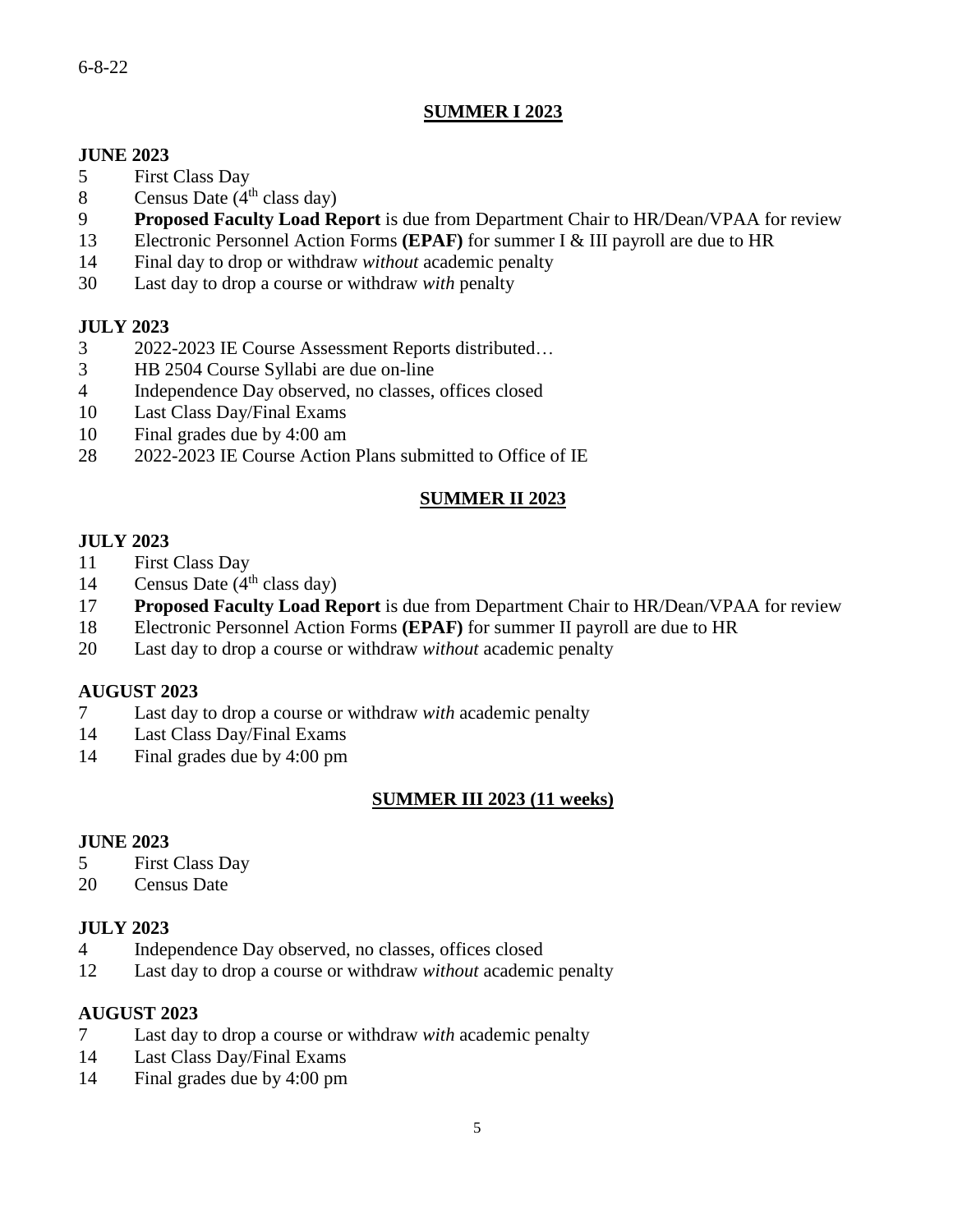6-8-22

## SUMMER I 2023

**JUNE 2023**

5 First Class Day
8 Census Date (4th class day)
9 **Proposed Faculty Load Report** is due from Department Chair to HR/Dean/VPAA for review
13 Electronic Personnel Action Forms **(EPAF)** for summer I & III payroll are due to HR
14 Final day to drop or withdraw *without* academic penalty
30 Last day to drop a course or withdraw *with* penalty

**JULY 2023**

3 2022-2023 IE Course Assessment Reports distributed…
3 HB 2504 Course Syllabi are due on-line
4 Independence Day observed, no classes, offices closed
10 Last Class Day/Final Exams
10 Final grades due by 4:00 am
28 2022-2023 IE Course Action Plans submitted to Office of IE

## SUMMER II 2023

**JULY 2023**

11 First Class Day
14 Census Date (4th class day)
17 **Proposed Faculty Load Report** is due from Department Chair to HR/Dean/VPAA for review
18 Electronic Personnel Action Forms **(EPAF)** for summer II payroll are due to HR
20 Last day to drop a course or withdraw *without* academic penalty

**AUGUST 2023**

7 Last day to drop a course or withdraw *with* academic penalty
14 Last Class Day/Final Exams
14 Final grades due by 4:00 pm

## SUMMER III 2023 (11 weeks)

**JUNE 2023**

5 First Class Day
20 Census Date

**JULY 2023**

4 Independence Day observed, no classes, offices closed
12 Last day to drop a course or withdraw *without* academic penalty

**AUGUST 2023**

7 Last day to drop a course or withdraw *with* academic penalty
14 Last Class Day/Final Exams
14 Final grades due by 4:00 pm